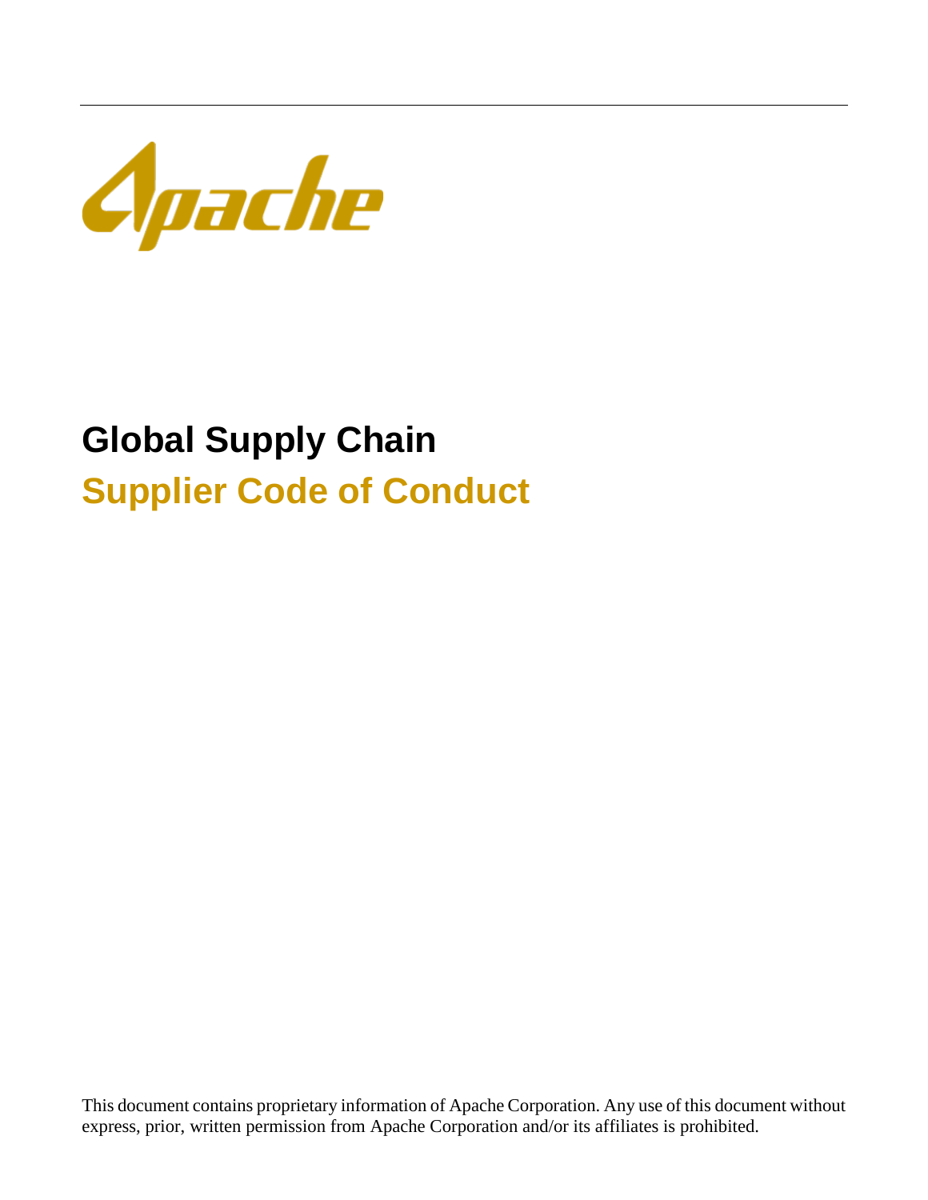Apache

# Global Supply Chain

## Supplier Code of Conduct

This document contains proprietary information of Apache Corporation. Any use of this document without express, prior, written permission from Apache Corporation and/or its affiliates is prohibited.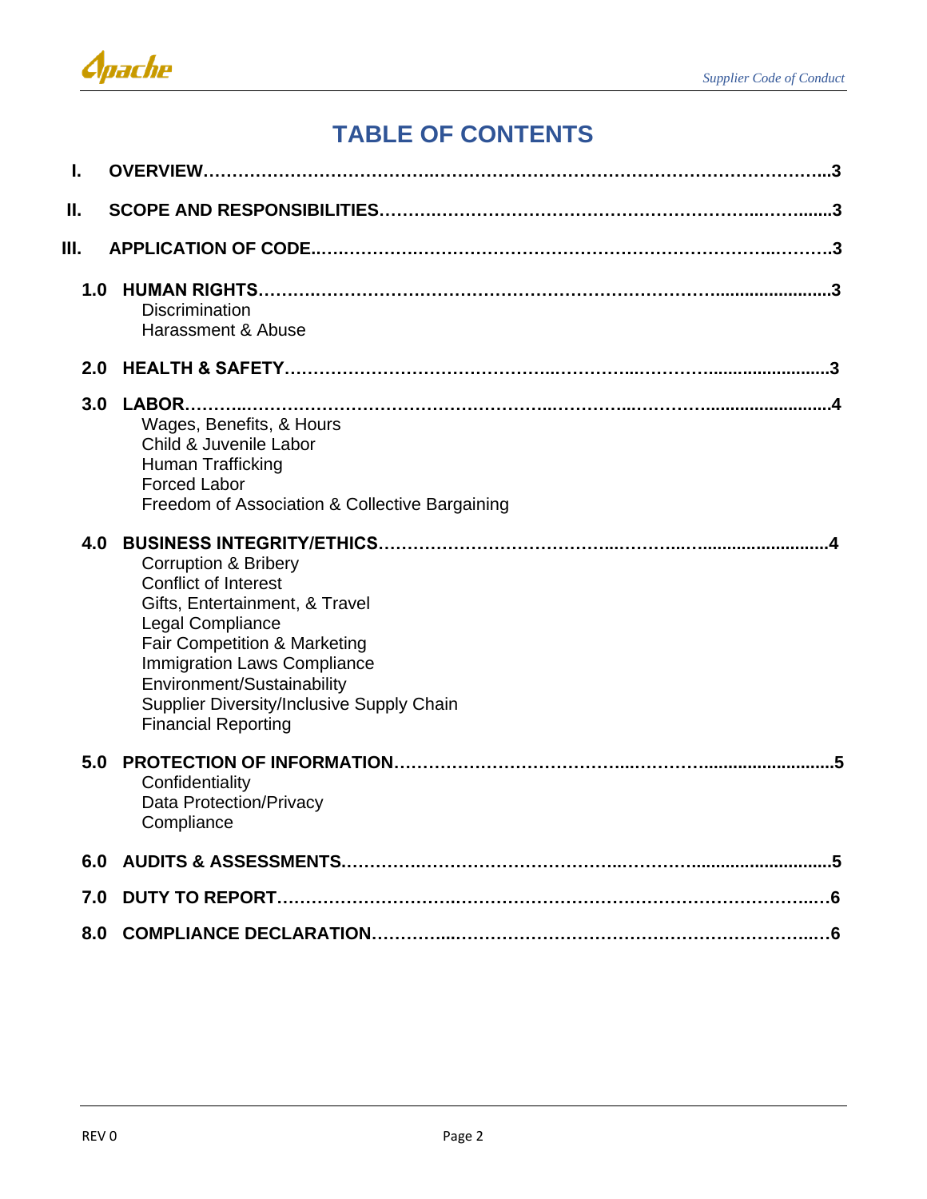# TABLE OF CONTENTS

**I. OVERVIEW…………………………………………………………………………………………..3**

**II. SCOPE AND RESPONSIBILITIES……………………………………………………..……......3**

**III. APPLICATION OF CODE……………………………………………………………………..……..3**

**1.0 HUMAN RIGHTS……………………………………………………………………........................3**
- Discrimination
- Harassment & Abuse

**2.0 HEALTH & SAFETY……………………………………………..…………...………….....................3**

**3.0 LABOR……………………………………………………………..…………..………….....................4**
- Wages, Benefits, & Hours
- Child & Juvenile Labor
- Human Trafficking
- Forced Labor
- Freedom of Association & Collective Bargaining

**4.0 BUSINESS INTEGRITY/ETHICS…………………………………...……….……...........................4**
- Corruption & Bribery
- Conflict of Interest
- Gifts, Entertainment, & Travel
- Legal Compliance
- Fair Competition & Marketing
- Immigration Laws Compliance
- Environment/Sustainability
- Supplier Diversity/Inclusive Supply Chain
- Financial Reporting

**5.0 PROTECTION OF INFORMATION………………………………...……….............................5**
- Confidentiality
- Data Protection/Privacy
- Compliance

**6.0 AUDITS & ASSESSMENTS……………………………………………..……….........................5**

**7.0 DUTY TO REPORT……………………………………………………………………………..…6**

**8.0 COMPLIANCE DECLARATION………….…………………………………………………..…6**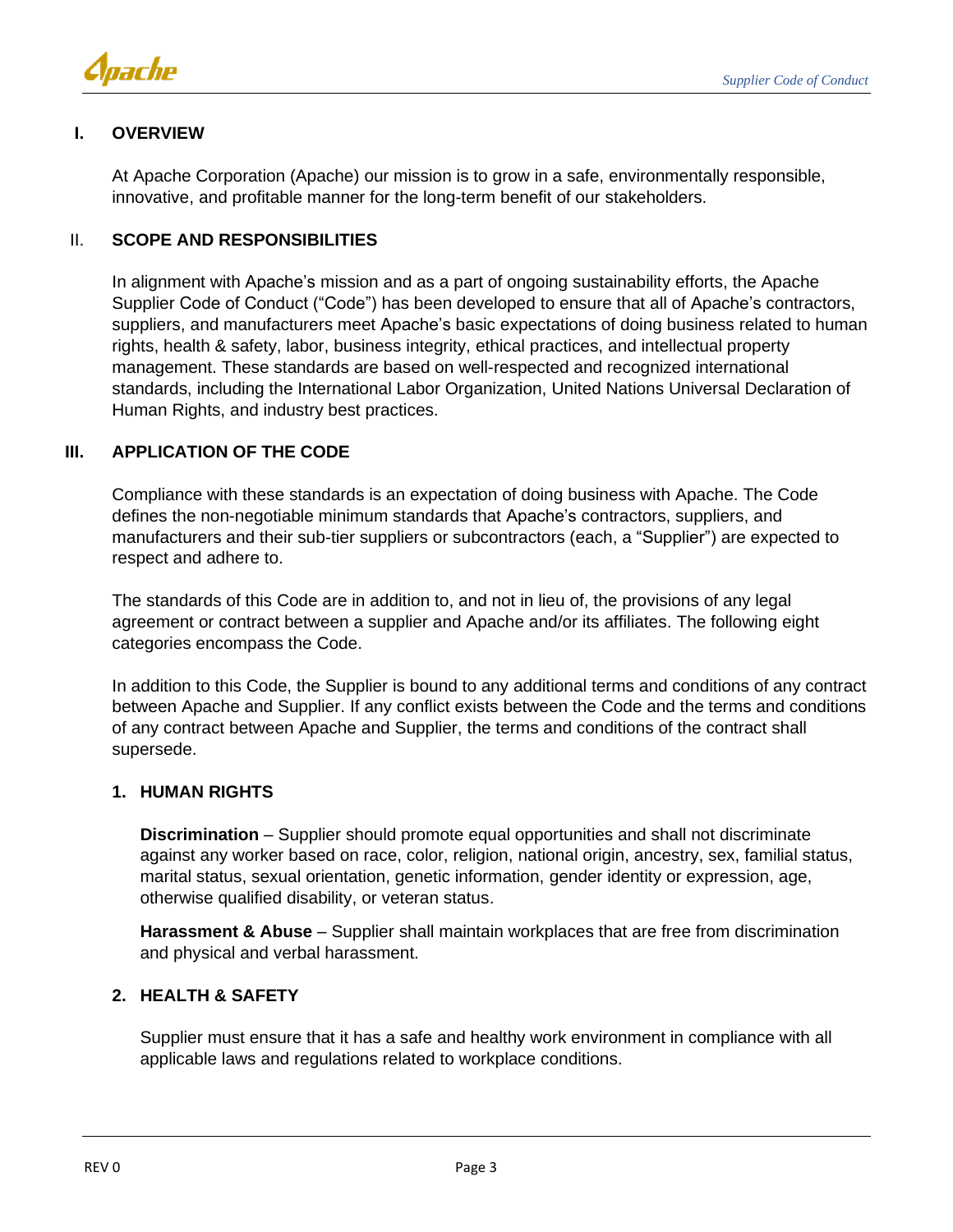## I. OVERVIEW

At Apache Corporation (Apache) our mission is to grow in a safe, environmentally responsible, innovative, and profitable manner for the long-term benefit of our stakeholders.

## II. SCOPE AND RESPONSIBILITIES

In alignment with Apache's mission and as a part of ongoing sustainability efforts, the Apache Supplier Code of Conduct ("Code") has been developed to ensure that all of Apache's contractors, suppliers, and manufacturers meet Apache's basic expectations of doing business related to human rights, health & safety, labor, business integrity, ethical practices, and intellectual property management. These standards are based on well-respected and recognized international standards, including the International Labor Organization, United Nations Universal Declaration of Human Rights, and industry best practices.

## III. APPLICATION OF THE CODE

Compliance with these standards is an expectation of doing business with Apache. The Code defines the non-negotiable minimum standards that Apache's contractors, suppliers, and manufacturers and their sub-tier suppliers or subcontractors (each, a "Supplier") are expected to respect and adhere to.

The standards of this Code are in addition to, and not in lieu of, the provisions of any legal agreement or contract between a supplier and Apache and/or its affiliates. The following eight categories encompass the Code.

In addition to this Code, the Supplier is bound to any additional terms and conditions of any contract between Apache and Supplier. If any conflict exists between the Code and the terms and conditions of any contract between Apache and Supplier, the terms and conditions of the contract shall supersede.

### 1. HUMAN RIGHTS

**Discrimination** – Supplier should promote equal opportunities and shall not discriminate against any worker based on race, color, religion, national origin, ancestry, sex, familial status, marital status, sexual orientation, genetic information, gender identity or expression, age, otherwise qualified disability, or veteran status.

**Harassment & Abuse** – Supplier shall maintain workplaces that are free from discrimination and physical and verbal harassment.

### 2. HEALTH & SAFETY

Supplier must ensure that it has a safe and healthy work environment in compliance with all applicable laws and regulations related to workplace conditions.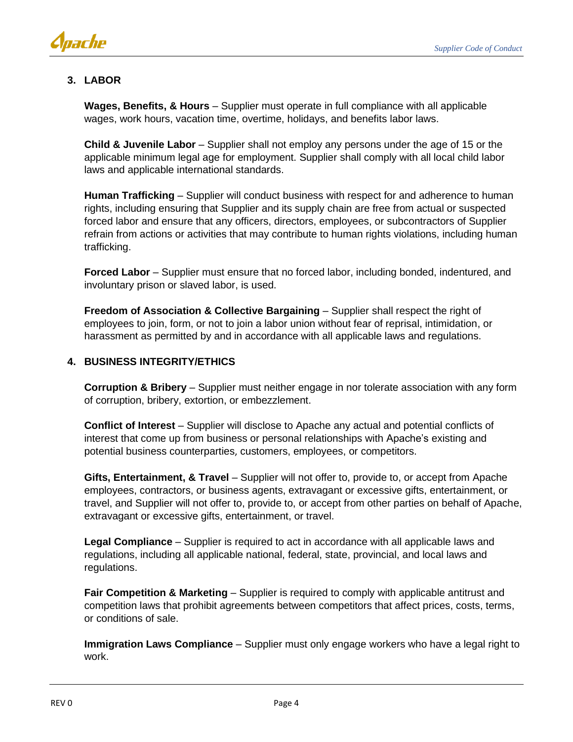## 3. LABOR

**Wages, Benefits, & Hours** – Supplier must operate in full compliance with all applicable wages, work hours, vacation time, overtime, holidays, and benefits labor laws.

**Child & Juvenile Labor** – Supplier shall not employ any persons under the age of 15 or the applicable minimum legal age for employment. Supplier shall comply with all local child labor laws and applicable international standards.

**Human Trafficking** – Supplier will conduct business with respect for and adherence to human rights, including ensuring that Supplier and its supply chain are free from actual or suspected forced labor and ensure that any officers, directors, employees, or subcontractors of Supplier refrain from actions or activities that may contribute to human rights violations, including human trafficking.

**Forced Labor** – Supplier must ensure that no forced labor, including bonded, indentured, and involuntary prison or slaved labor, is used.

**Freedom of Association & Collective Bargaining** – Supplier shall respect the right of employees to join, form, or not to join a labor union without fear of reprisal, intimidation, or harassment as permitted by and in accordance with all applicable laws and regulations.

## 4. BUSINESS INTEGRITY/ETHICS

**Corruption & Bribery** – Supplier must neither engage in nor tolerate association with any form of corruption, bribery, extortion, or embezzlement.

**Conflict of Interest** – Supplier will disclose to Apache any actual and potential conflicts of interest that come up from business or personal relationships with Apache's existing and potential business counterparties, customers, employees, or competitors.

**Gifts, Entertainment, & Travel** – Supplier will not offer to, provide to, or accept from Apache employees, contractors, or business agents, extravagant or excessive gifts, entertainment, or travel, and Supplier will not offer to, provide to, or accept from other parties on behalf of Apache, extravagant or excessive gifts, entertainment, or travel.

**Legal Compliance** – Supplier is required to act in accordance with all applicable laws and regulations, including all applicable national, federal, state, provincial, and local laws and regulations.

**Fair Competition & Marketing** – Supplier is required to comply with applicable antitrust and competition laws that prohibit agreements between competitors that affect prices, costs, terms, or conditions of sale.

**Immigration Laws Compliance** – Supplier must only engage workers who have a legal right to work.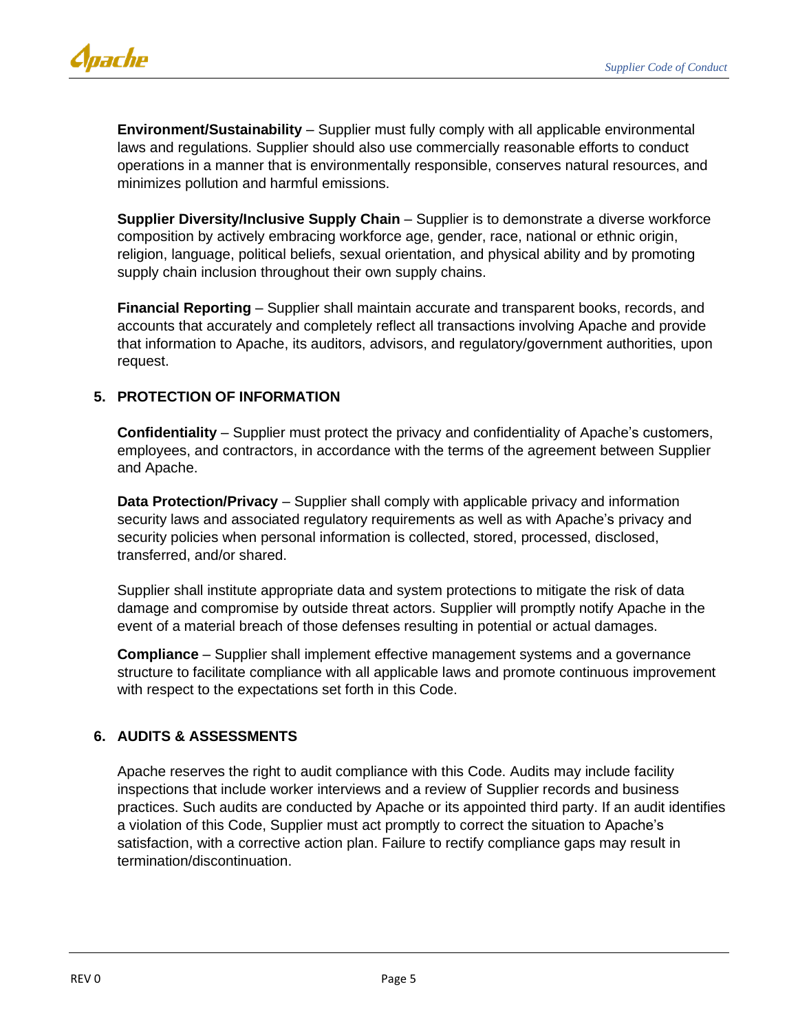**Environment/Sustainability** – Supplier must fully comply with all applicable environmental laws and regulations. Supplier should also use commercially reasonable efforts to conduct operations in a manner that is environmentally responsible, conserves natural resources, and minimizes pollution and harmful emissions.

**Supplier Diversity/Inclusive Supply Chain** – Supplier is to demonstrate a diverse workforce composition by actively embracing workforce age, gender, race, national or ethnic origin, religion, language, political beliefs, sexual orientation, and physical ability and by promoting supply chain inclusion throughout their own supply chains.

**Financial Reporting** – Supplier shall maintain accurate and transparent books, records, and accounts that accurately and completely reflect all transactions involving Apache and provide that information to Apache, its auditors, advisors, and regulatory/government authorities, upon request.

## 5. PROTECTION OF INFORMATION

**Confidentiality** – Supplier must protect the privacy and confidentiality of Apache's customers, employees, and contractors, in accordance with the terms of the agreement between Supplier and Apache.

**Data Protection/Privacy** – Supplier shall comply with applicable privacy and information security laws and associated regulatory requirements as well as with Apache's privacy and security policies when personal information is collected, stored, processed, disclosed, transferred, and/or shared.

Supplier shall institute appropriate data and system protections to mitigate the risk of data damage and compromise by outside threat actors. Supplier will promptly notify Apache in the event of a material breach of those defenses resulting in potential or actual damages.

**Compliance** – Supplier shall implement effective management systems and a governance structure to facilitate compliance with all applicable laws and promote continuous improvement with respect to the expectations set forth in this Code.

## 6. AUDITS & ASSESSMENTS

Apache reserves the right to audit compliance with this Code. Audits may include facility inspections that include worker interviews and a review of Supplier records and business practices. Such audits are conducted by Apache or its appointed third party. If an audit identifies a violation of this Code, Supplier must act promptly to correct the situation to Apache's satisfaction, with a corrective action plan. Failure to rectify compliance gaps may result in termination/discontinuation.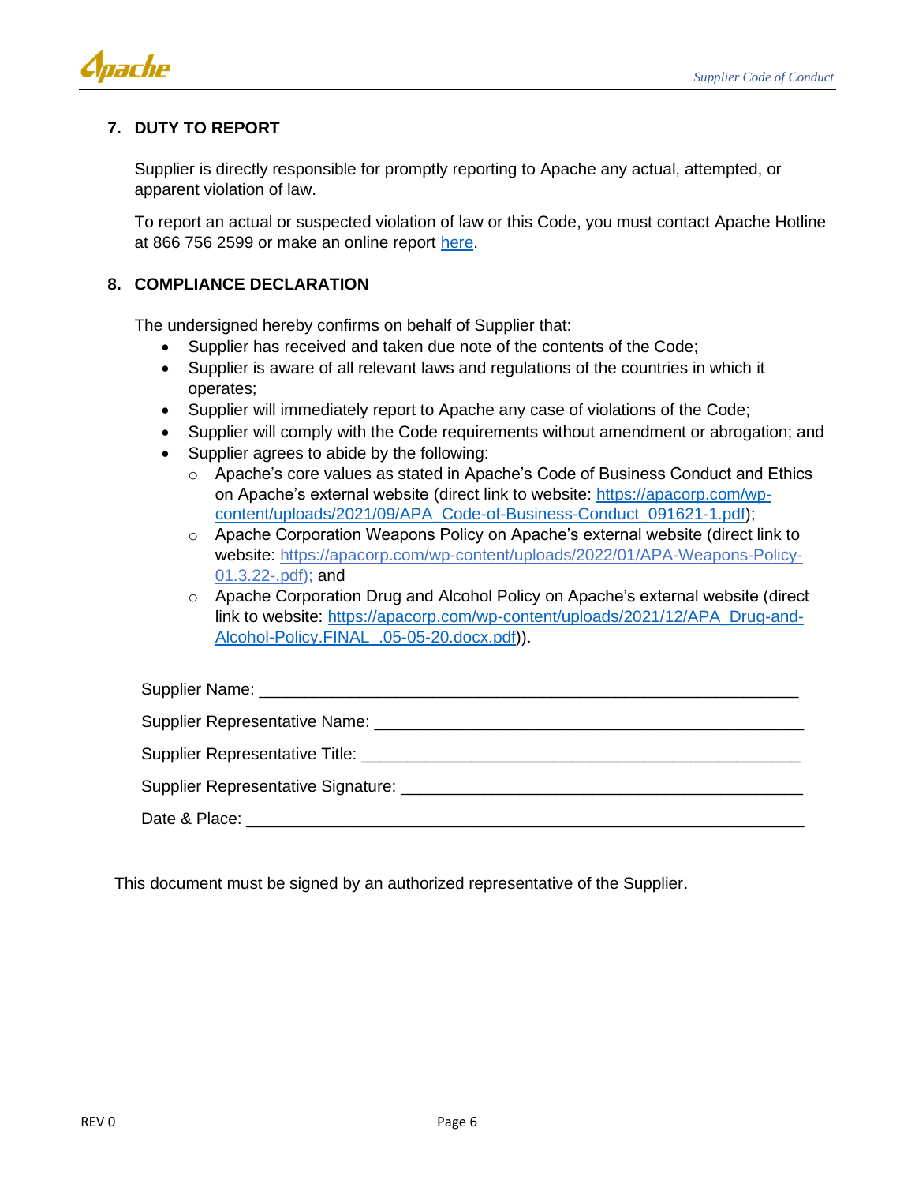## 7. DUTY TO REPORT

Supplier is directly responsible for promptly reporting to Apache any actual, attempted, or apparent violation of law.

To report an actual or suspected violation of law or this Code, you must contact Apache Hotline at 866 756 2599 or make an online report here.

## 8. COMPLIANCE DECLARATION

The undersigned hereby confirms on behalf of Supplier that:

- Supplier has received and taken due note of the contents of the Code;
- Supplier is aware of all relevant laws and regulations of the countries in which it operates;
- Supplier will immediately report to Apache any case of violations of the Code;
- Supplier will comply with the Code requirements without amendment or abrogation; and
- Supplier agrees to abide by the following:
  - Apache's core values as stated in Apache's Code of Business Conduct and Ethics on Apache's external website (direct link to website: https://apacorp.com/wp-content/uploads/2021/09/APA_Code-of-Business-Conduct_091621-1.pdf);
  - Apache Corporation Weapons Policy on Apache's external website (direct link to website: https://apacorp.com/wp-content/uploads/2022/01/APA-Weapons-Policy-01.3.22-.pdf); and
  - Apache Corporation Drug and Alcohol Policy on Apache's external website (direct link to website: https://apacorp.com/wp-content/uploads/2021/12/APA_Drug-and-Alcohol-Policy.FINAL_.05-05-20.docx.pdf)).

Supplier Name: ____________________________________________________________

Supplier Representative Name: ___________________________________________

Supplier Representative Title: ____________________________________________

Supplier Representative Signature: _______________________________________

Date & Place: ______________________________________________________________

This document must be signed by an authorized representative of the Supplier.